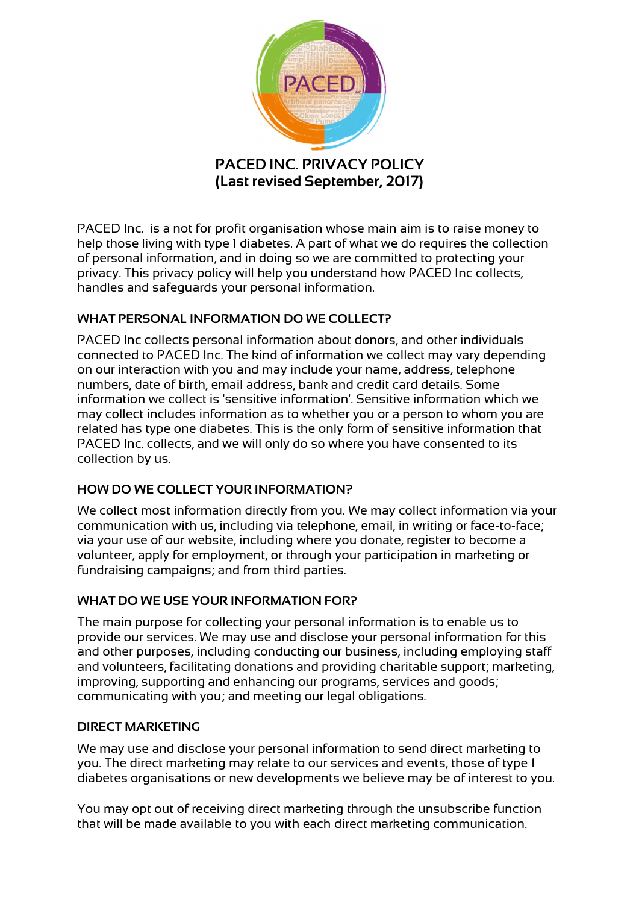# PACED INC. PRIVACY POLICY
# (Last revised September, 2017)

PACED Inc. is a not for profit organisation whose main aim is to raise money to help those living with type 1 diabetes. A part of what we do requires the collection of personal information, and in doing so we are committed to protecting your privacy. This privacy policy will help you understand how PACED Inc collects, handles and safeguards your personal information.

## WHAT PERSONAL INFORMATION DO WE COLLECT?

PACED Inc collects personal information about donors, and other individuals connected to PACED Inc. The kind of information we collect may vary depending on our interaction with you and may include your name, address, telephone numbers, date of birth, email address, bank and credit card details. Some information we collect is 'sensitive information'. Sensitive information which we may collect includes information as to whether you or a person to whom you are related has type one diabetes. This is the only form of sensitive information that PACED Inc. collects, and we will only do so where you have consented to its collection by us.

## HOW DO WE COLLECT YOUR INFORMATION?

We collect most information directly from you. We may collect information via your communication with us, including via telephone, email, in writing or face-to-face; via your use of our website, including where you donate, register to become a volunteer, apply for employment, or through your participation in marketing or fundraising campaigns; and from third parties.

## WHAT DO WE USE YOUR INFORMATION FOR?

The main purpose for collecting your personal information is to enable us to provide our services. We may use and disclose your personal information for this and other purposes, including conducting our business, including employing staff and volunteers, facilitating donations and providing charitable support; marketing, improving, supporting and enhancing our programs, services and goods; communicating with you; and meeting our legal obligations.

## DIRECT MARKETING

We may use and disclose your personal information to send direct marketing to you. The direct marketing may relate to our services and events, those of type 1 diabetes organisations or new developments we believe may be of interest to you.

You may opt out of receiving direct marketing through the unsubscribe function that will be made available to you with each direct marketing communication.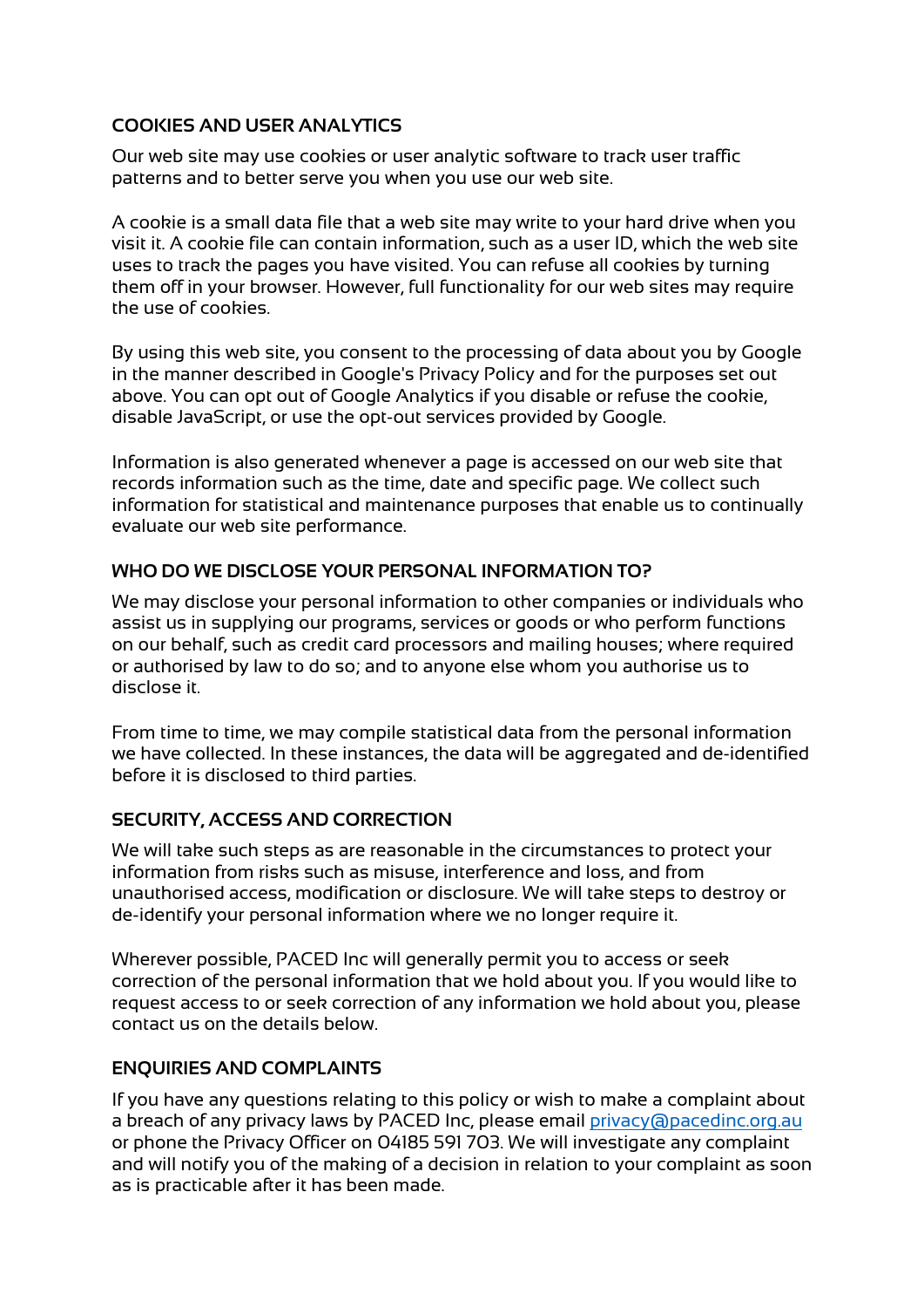## COOKIES AND USER ANALYTICS

Our web site may use cookies or user analytic software to track user traffic patterns and to better serve you when you use our web site.

A cookie is a small data file that a web site may write to your hard drive when you visit it. A cookie file can contain information, such as a user ID, which the web site uses to track the pages you have visited. You can refuse all cookies by turning them off in your browser. However, full functionality for our web sites may require the use of cookies.

By using this web site, you consent to the processing of data about you by Google in the manner described in Google's Privacy Policy and for the purposes set out above. You can opt out of Google Analytics if you disable or refuse the cookie, disable JavaScript, or use the opt-out services provided by Google.

Information is also generated whenever a page is accessed on our web site that records information such as the time, date and specific page. We collect such information for statistical and maintenance purposes that enable us to continually evaluate our web site performance.

## WHO DO WE DISCLOSE YOUR PERSONAL INFORMATION TO?

We may disclose your personal information to other companies or individuals who assist us in supplying our programs, services or goods or who perform functions on our behalf, such as credit card processors and mailing houses; where required or authorised by law to do so; and to anyone else whom you authorise us to disclose it.

From time to time, we may compile statistical data from the personal information we have collected. In these instances, the data will be aggregated and de-identified before it is disclosed to third parties.

## SECURITY, ACCESS AND CORRECTION

We will take such steps as are reasonable in the circumstances to protect your information from risks such as misuse, interference and loss, and from unauthorised access, modification or disclosure. We will take steps to destroy or de-identify your personal information where we no longer require it.

Wherever possible, PACED Inc will generally permit you to access or seek correction of the personal information that we hold about you. If you would like to request access to or seek correction of any information we hold about you, please contact us on the details below.

## ENQUIRIES AND COMPLAINTS

If you have any questions relating to this policy or wish to make a complaint about a breach of any privacy laws by PACED Inc, please email [privacy@pacedinc.org.au](mailto:privacy@pacedinc.org.au) or phone the Privacy Officer on 04185 591 703. We will investigate any complaint and will notify you of the making of a decision in relation to your complaint as soon as is practicable after it has been made.